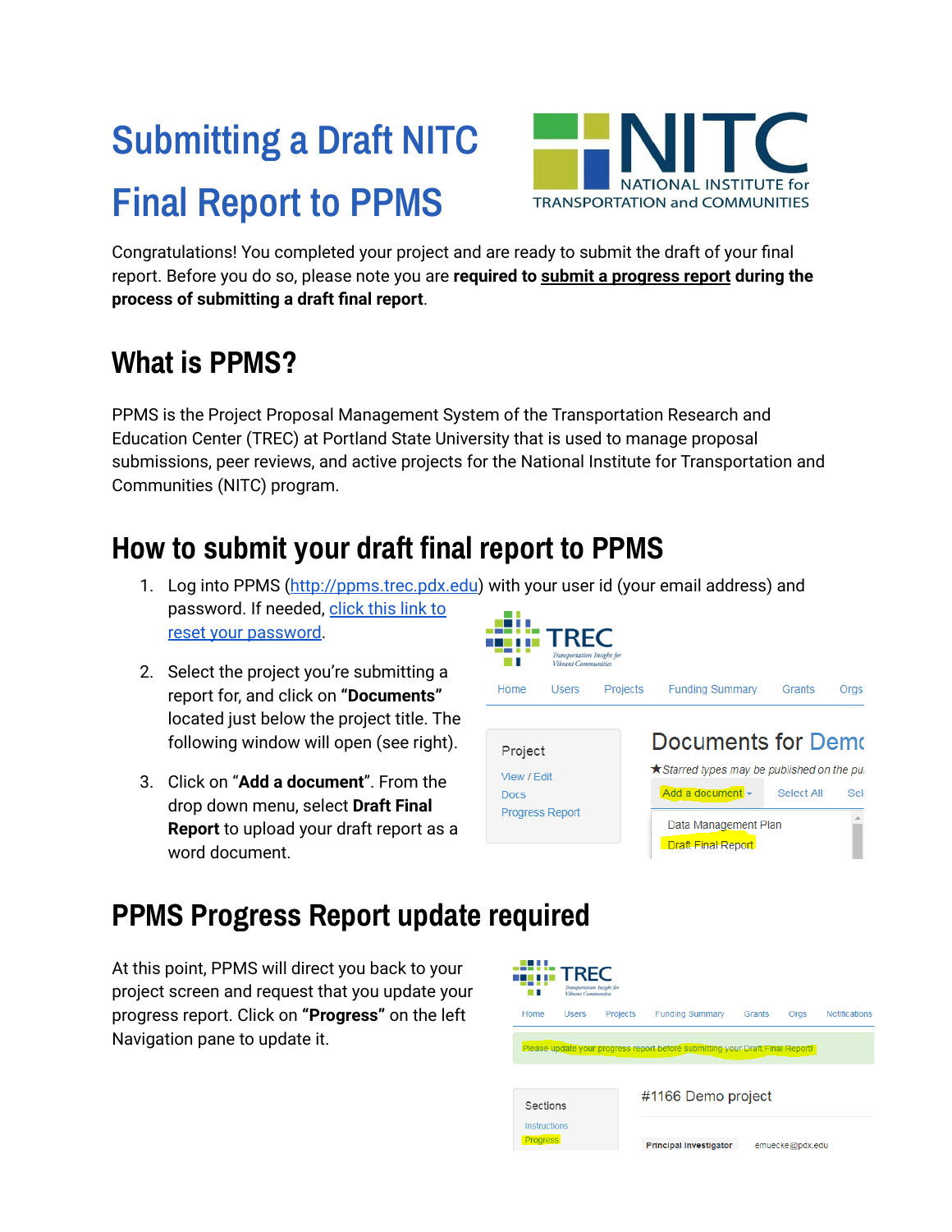# Submitting a Draft NITC Final Report to PPMS

Congratulations! You completed your project and are ready to submit the draft of your final report. Before you do so, please note you are **required to submit a progress report during the process of submitting a draft final report**.

## What is PPMS?

PPMS is the Project Proposal Management System of the Transportation Research and Education Center (TREC) at Portland State University that is used to manage proposal submissions, peer reviews, and active projects for the National Institute for Transportation and Communities (NITC) program.

## How to submit your draft final report to PPMS

1. Log into PPMS (http://ppms.trec.pdx.edu) with your user id (your email address) and password. If needed, click this link to reset your password.
2. Select the project you're submitting a report for, and click on **"Documents"** located just below the project title. The following window will open (see right).
3. Click on "**Add a document**". From the drop down menu, select **Draft Final Report** to upload your draft report as a word document.

## PPMS Progress Report update required

At this point, PPMS will direct you back to your project screen and request that you update your progress report. Click on **"Progress"** on the left Navigation pane to update it.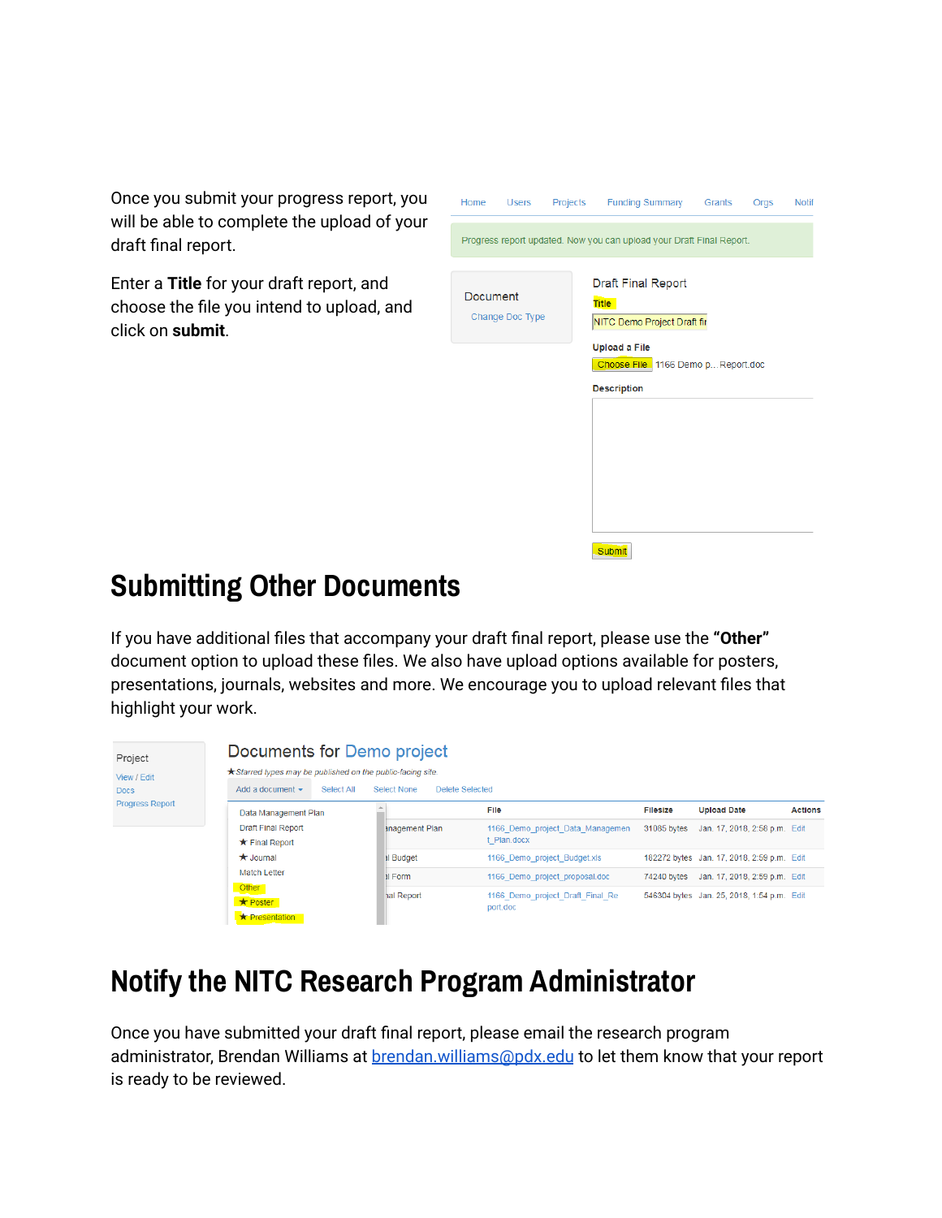Once you submit your progress report, you will be able to complete the upload of your draft final report.

Enter a **Title** for your draft report, and choose the file you intend to upload, and click on **submit**.

## Submitting Other Documents

If you have additional files that accompany your draft final report, please use the **"Other"** document option to upload these files. We also have upload options available for posters, presentations, journals, websites and more. We encourage you to upload relevant files that highlight your work.

## Notify the NITC Research Program Administrator

Once you have submitted your draft final report, please email the research program administrator, Brendan Williams at brendan.williams@pdx.edu to let them know that your report is ready to be reviewed.